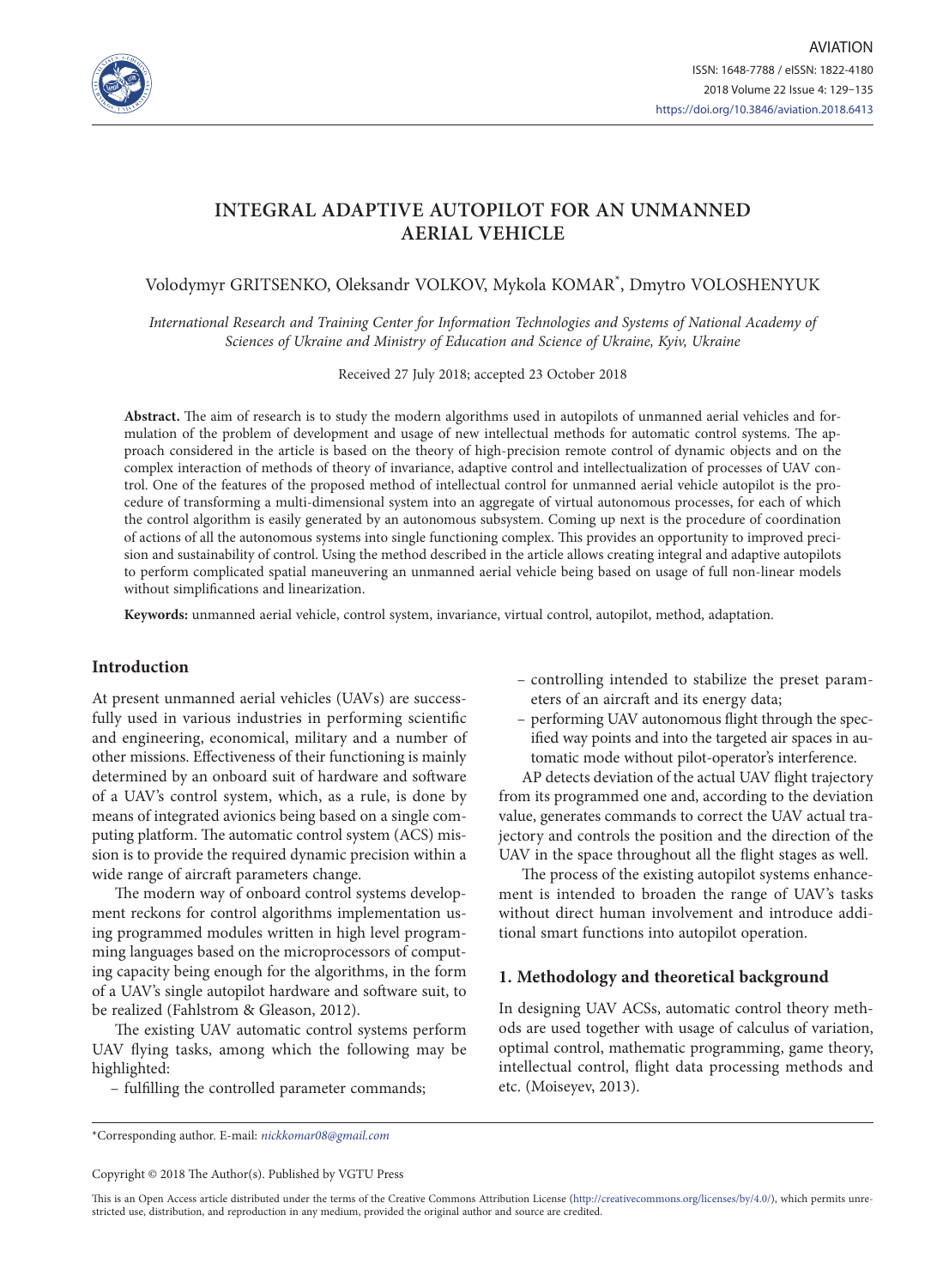# INTEGRAL ADAPTIVE AUTOPILOT FOR AN UNMANNED AERIAL VEHICLE

Volodymyr GRITSENKO, Oleksandr VOLKOV, Mykola KOMAR*, Dmytro VOLOSHENYUK

*International Research and Training Center for Information Technologies and Systems of National Academy of Sciences of Ukraine and Ministry of Education and Science of Ukraine, Kyiv, Ukraine*

Received 27 July 2018; accepted 23 October 2018

**Abstract.** The aim of research is to study the modern algorithms used in autopilots of unmanned aerial vehicles and formulation of the problem of development and usage of new intellectual methods for automatic control systems. The approach considered in the article is based on the theory of high-precision remote control of dynamic objects and on the complex interaction of methods of theory of invariance, adaptive control and intellectualization of processes of UAV control. One of the features of the proposed method of intellectual control for unmanned aerial vehicle autopilot is the procedure of transforming a multi-dimensional system into an aggregate of virtual autonomous processes, for each of which the control algorithm is easily generated by an autonomous subsystem. Coming up next is the procedure of coordination of actions of all the autonomous systems into single functioning complex. This provides an opportunity to improved precision and sustainability of control. Using the method described in the article allows creating integral and adaptive autopilots to perform complicated spatial maneuvering an unmanned aerial vehicle being based on usage of full non-linear models without simplifications and linearization.

**Keywords:** unmanned aerial vehicle, control system, invariance, virtual control, autopilot, method, adaptation.

## Introduction

At present unmanned aerial vehicles (UAVs) are successfully used in various industries in performing scientific and engineering, economical, military and a number of other missions. Effectiveness of their functioning is mainly determined by an onboard suit of hardware and software of a UAV's control system, which, as a rule, is done by means of integrated avionics being based on a single computing platform. The automatic control system (ACS) mission is to provide the required dynamic precision within a wide range of aircraft parameters change.

The modern way of onboard control systems development reckons for control algorithms implementation using programmed modules written in high level programming languages based on the microprocessors of computing capacity being enough for the algorithms, in the form of a UAV's single autopilot hardware and software suit, to be realized (Fahlstrom & Gleason, 2012).

The existing UAV automatic control systems perform UAV flying tasks, among which the following may be highlighted:

– fulfilling the controlled parameter commands;

– controlling intended to stabilize the preset parameters of an aircraft and its energy data;

– performing UAV autonomous flight through the specified way points and into the targeted air spaces in automatic mode without pilot-operator's interference.

AP detects deviation of the actual UAV flight trajectory from its programmed one and, according to the deviation value, generates commands to correct the UAV actual trajectory and controls the position and the direction of the UAV in the space throughout all the flight stages as well.

The process of the existing autopilot systems enhancement is intended to broaden the range of UAV's tasks without direct human involvement and introduce additional smart functions into autopilot operation.

## 1. Methodology and theoretical background

In designing UAV ACSs, automatic control theory methods are used together with usage of calculus of variation, optimal control, mathematic programming, game theory, intellectual control, flight data processing methods and etc. (Moiseyev, 2013).

*Corresponding author. E-mail: *nickkomar08@gmail.com*

Copyright © 2018 The Author(s). Published by VGTU Press

This is an Open Access article distributed under the terms of the Creative Commons Attribution License (http://creativecommons.org/licenses/by/4.0/), which permits unrestricted use, distribution, and reproduction in any medium, provided the original author and source are credited.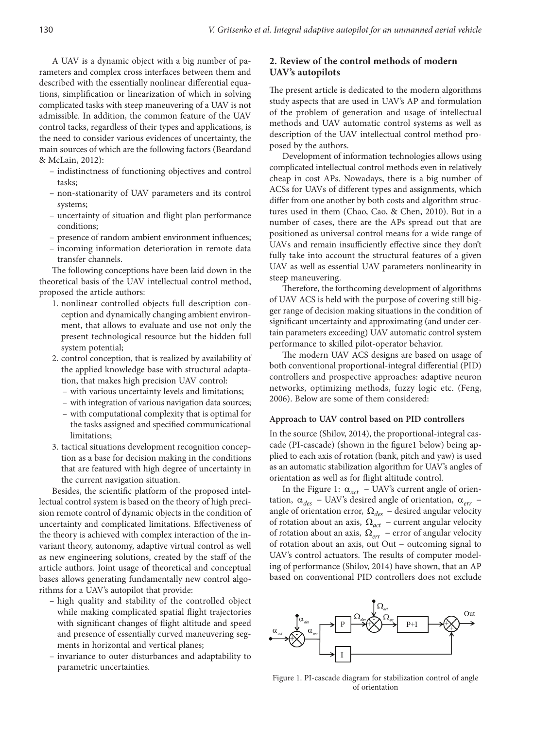A UAV is a dynamic object with a big number of parameters and complex cross interfaces between them and described with the essentially nonlinear differential equations, simplification or linearization of which in solving complicated tasks with steep maneuvering of a UAV is not admissible. In addition, the common feature of the UAV control tacks, regardless of their types and applications, is the need to consider various evidences of uncertainty, the main sources of which are the following factors (Beardand & McLain, 2012):

- indistinctness of functioning objectives and control tasks;
- non-stationarity of UAV parameters and its control systems;
- uncertainty of situation and flight plan performance conditions;
- presence of random ambient environment influences;
- incoming information deterioration in remote data transfer channels.

The following conceptions have been laid down in the theoretical basis of the UAV intellectual control method, proposed the article authors:

1. nonlinear controlled objects full description conception and dynamically changing ambient environment, that allows to evaluate and use not only the present technological resource but the hidden full system potential;
2. control conception, that is realized by availability of the applied knowledge base with structural adaptation, that makes high precision UAV control:
   - with various uncertainty levels and limitations;
   - with integration of various navigation data sources;
   - with computational complexity that is optimal for the tasks assigned and specified communicational limitations;
3. tactical situations development recognition conception as a base for decision making in the conditions that are featured with high degree of uncertainty in the current navigation situation.

Besides, the scientific platform of the proposed intellectual control system is based on the theory of high precision remote control of dynamic objects in the condition of uncertainty and complicated limitations. Effectiveness of the theory is achieved with complex interaction of the invariant theory, autonomy, adaptive virtual control as well as new engineering solutions, created by the staff of the article authors. Joint usage of theoretical and conceptual bases allows generating fundamentally new control algorithms for a UAV's autopilot that provide:

- high quality and stability of the controlled object while making complicated spatial flight trajectories with significant changes of flight altitude and speed and presence of essentially curved maneuvering segments in horizontal and vertical planes;
- invariance to outer disturbances and adaptability to parametric uncertainties.

## 2. Review of the control methods of modern UAV's autopilots

The present article is dedicated to the modern algorithms study aspects that are used in UAV's AP and formulation of the problem of generation and usage of intellectual methods and UAV automatic control systems as well as description of the UAV intellectual control method proposed by the authors.

Development of information technologies allows using complicated intellectual control methods even in relatively cheap in cost APs. Nowadays, there is a big number of ACSs for UAVs of different types and assignments, which differ from one another by both costs and algorithm structures used in them (Chao, Cao, & Chen, 2010). But in a number of cases, there are the APs spread out that are positioned as universal control means for a wide range of UAVs and remain insufficiently effective since they don't fully take into account the structural features of a given UAV as well as essential UAV parameters nonlinearity in steep maneuvering.

Therefore, the forthcoming development of algorithms of UAV ACS is held with the purpose of covering still bigger range of decision making situations in the condition of significant uncertainty and approximating (and under certain parameters exceeding) UAV automatic control system performance to skilled pilot-operator behavior.

The modern UAV ACS designs are based on usage of both conventional proportional-integral differential (PID) controllers and prospective approaches: adaptive neuron networks, optimizing methods, fuzzy logic etc. (Feng, 2006). Below are some of them considered:

### Approach to UAV control based on PID controllers

In the source (Shilov, 2014), the proportional-integral cascade (PI-cascade) (shown in the figure1 below) being applied to each axis of rotation (bank, pitch and yaw) is used as an automatic stabilization algorithm for UAV's angles of orientation as well as for flight altitude control.

In the Figure 1: $\alpha_{act}$ – UAV's current angle of orientation, $\alpha_{des}$ – UAV's desired angle of orientation, $\alpha_{err}$ – angle of orientation error, $\Omega_{des}$ – desired angular velocity of rotation about an axis, $\Omega_{act}$ – current angular velocity of rotation about an axis, $\Omega_{err}$ – error of angular velocity of rotation about an axis, out Out – outcoming signal to UAV's control actuators. The results of computer modeling of performance (Shilov, 2014) have shown, that an AP based on conventional PID controllers does not exclude

Figure 1. PI-cascade diagram for stabilization control of angle of orientation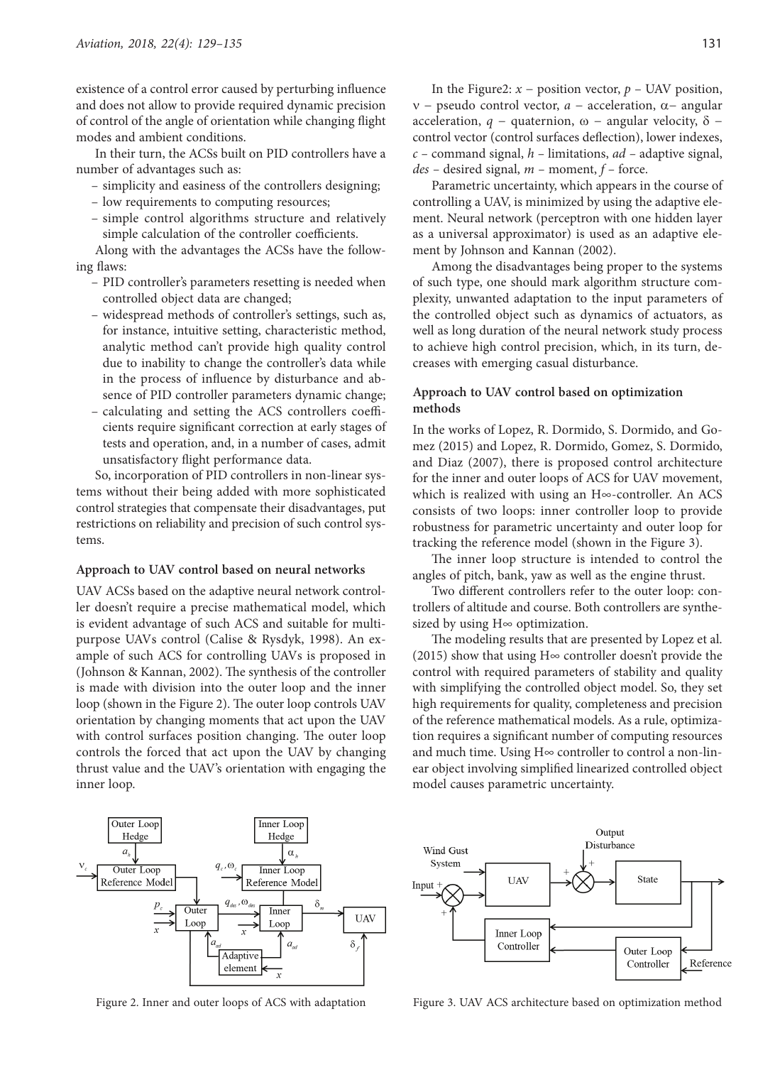existence of a control error caused by perturbing influence and does not allow to provide required dynamic precision of control of the angle of orientation while changing flight modes and ambient conditions.

In their turn, the ACSs built on PID controllers have a number of advantages such as:

- simplicity and easiness of the controllers designing;
- low requirements to computing resources;
- simple control algorithms structure and relatively simple calculation of the controller coefficients.

Along with the advantages the ACSs have the following flaws:

- PID controller's parameters resetting is needed when controlled object data are changed;
- widespread methods of controller's settings, such as, for instance, intuitive setting, characteristic method, analytic method can't provide high quality control due to inability to change the controller's data while in the process of influence by disturbance and absence of PID controller parameters dynamic change;
- calculating and setting the ACS controllers coefficients require significant correction at early stages of tests and operation, and, in a number of cases, admit unsatisfactory flight performance data.

So, incorporation of PID controllers in non-linear systems without their being added with more sophisticated control strategies that compensate their disadvantages, put restrictions on reliability and precision of such control systems.

#### Approach to UAV control based on neural networks

UAV ACSs based on the adaptive neural network controller doesn't require a precise mathematical model, which is evident advantage of such ACS and suitable for multipurpose UAVs control (Calise & Rysdyk, 1998). An example of such ACS for controlling UAVs is proposed in (Johnson & Kannan, 2002). The synthesis of the controller is made with division into the outer loop and the inner loop (shown in the Figure 2). The outer loop controls UAV orientation by changing moments that act upon the UAV with control surfaces position changing. The outer loop controls the forced that act upon the UAV by changing thrust value and the UAV's orientation with engaging the inner loop.

Figure 2. Inner and outer loops of ACS with adaptation

In the Figure2: $x$ – position vector, $p$ – UAV position, $\nu$ – pseudo control vector, $a$ – acceleration, $\alpha$– angular acceleration, $q$ – quaternion, $\omega$ – angular velocity, $\delta$ – control vector (control surfaces deflection), lower indexes, $c$ – command signal, $h$ – limitations, $ad$ – adaptive signal, $des$ – desired signal, $m$ – moment, $f$ – force.

Parametric uncertainty, which appears in the course of controlling a UAV, is minimized by using the adaptive element. Neural network (perceptron with one hidden layer as a universal approximator) is used as an adaptive element by Johnson and Kannan (2002).

Among the disadvantages being proper to the systems of such type, one should mark algorithm structure complexity, unwanted adaptation to the input parameters of the controlled object such as dynamics of actuators, as well as long duration of the neural network study process to achieve high control precision, which, in its turn, decreases with emerging casual disturbance.

#### Approach to UAV control based on optimization methods

In the works of Lopez, R. Dormido, S. Dormido, and Gomez (2015) and Lopez, R. Dormido, Gomez, S. Dormido, and Diaz (2007), there is proposed control architecture for the inner and outer loops of ACS for UAV movement, which is realized with using an H∞-controller. An ACS consists of two loops: inner controller loop to provide robustness for parametric uncertainty and outer loop for tracking the reference model (shown in the Figure 3).

The inner loop structure is intended to control the angles of pitch, bank, yaw as well as the engine thrust.

Two different controllers refer to the outer loop: controllers of altitude and course. Both controllers are synthesized by using H∞ optimization.

The modeling results that are presented by Lopez et al. (2015) show that using H∞ controller doesn't provide the control with required parameters of stability and quality with simplifying the controlled object model. So, they set high requirements for quality, completeness and precision of the reference mathematical models. As a rule, optimization requires a significant number of computing resources and much time. Using H∞ controller to control a non-linear object involving simplified linearized controlled object model causes parametric uncertainty.

Figure 3. UAV ACS architecture based on optimization method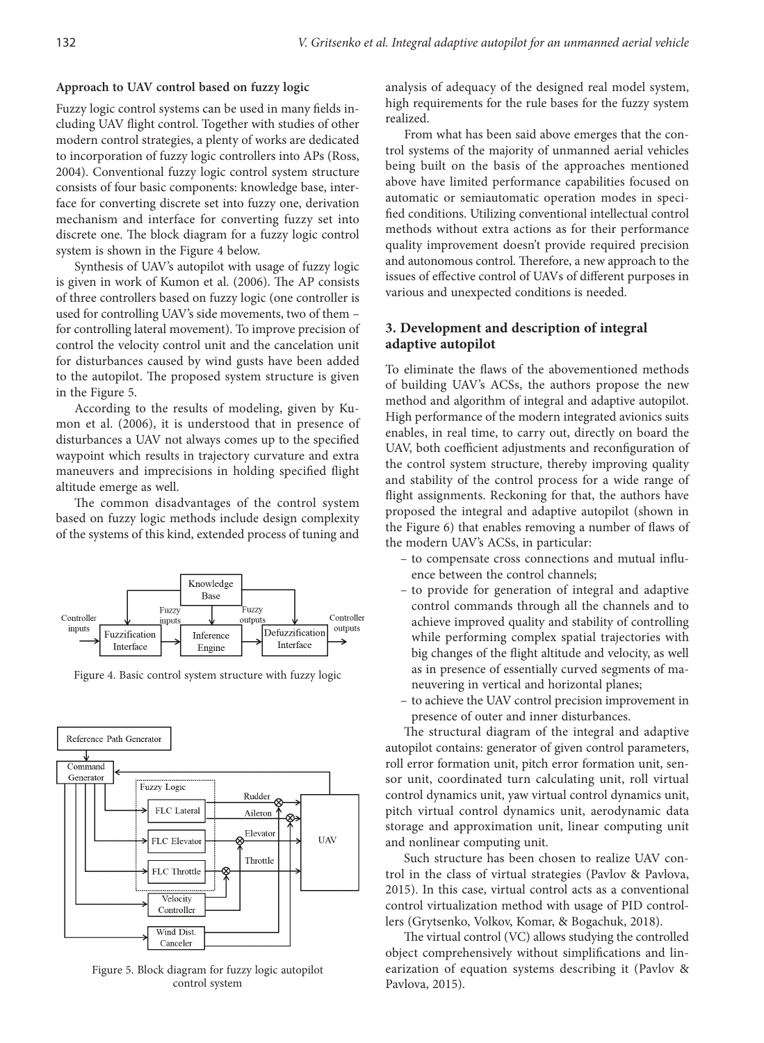**Approach to UAV control based on fuzzy logic**

Fuzzy logic control systems can be used in many fields including UAV flight control. Together with studies of other modern control strategies, a plenty of works are dedicated to incorporation of fuzzy logic controllers into APs (Ross, 2004). Conventional fuzzy logic control system structure consists of four basic components: knowledge base, interface for converting discrete set into fuzzy one, derivation mechanism and interface for converting fuzzy set into discrete one. The block diagram for a fuzzy logic control system is shown in the Figure 4 below.

Synthesis of UAV's autopilot with usage of fuzzy logic is given in work of Kumon et al. (2006). The AP consists of three controllers based on fuzzy logic (one controller is used for controlling UAV's side movements, two of them – for controlling lateral movement). To improve precision of control the velocity control unit and the cancelation unit for disturbances caused by wind gusts have been added to the autopilot. The proposed system structure is given in the Figure 5.

According to the results of modeling, given by Kumon et al. (2006), it is understood that in presence of disturbances a UAV not always comes up to the specified waypoint which results in trajectory curvature and extra maneuvers and imprecisions in holding specified flight altitude emerge as well.

The common disadvantages of the control system based on fuzzy logic methods include design complexity of the systems of this kind, extended process of tuning and analysis of adequacy of the designed real model system, high requirements for the rule bases for the fuzzy system realized.

Figure 4. Basic control system structure with fuzzy logic

Figure 5. Block diagram for fuzzy logic autopilot control system

From what has been said above emerges that the control systems of the majority of unmanned aerial vehicles being built on the basis of the approaches mentioned above have limited performance capabilities focused on automatic or semiautomatic operation modes in specified conditions. Utilizing conventional intellectual control methods without extra actions as for their performance quality improvement doesn't provide required precision and autonomous control. Therefore, a new approach to the issues of effective control of UAVs of different purposes in various and unexpected conditions is needed.

## 3. Development and description of integral adaptive autopilot

To eliminate the flaws of the abovementioned methods of building UAV's ACSs, the authors propose the new method and algorithm of integral and adaptive autopilot. High performance of the modern integrated avionics suits enables, in real time, to carry out, directly on board the UAV, both coefficient adjustments and reconfiguration of the control system structure, thereby improving quality and stability of the control process for a wide range of flight assignments. Reckoning for that, the authors have proposed the integral and adaptive autopilot (shown in the Figure 6) that enables removing a number of flaws of the modern UAV's ACSs, in particular:

- to compensate cross connections and mutual influence between the control channels;
- to provide for generation of integral and adaptive control commands through all the channels and to achieve improved quality and stability of controlling while performing complex spatial trajectories with big changes of the flight altitude and velocity, as well as in presence of essentially curved segments of maneuvering in vertical and horizontal planes;
- to achieve the UAV control precision improvement in presence of outer and inner disturbances.

The structural diagram of the integral and adaptive autopilot contains: generator of given control parameters, roll error formation unit, pitch error formation unit, sensor unit, coordinated turn calculating unit, roll virtual control dynamics unit, yaw virtual control dynamics unit, pitch virtual control dynamics unit, aerodynamic data storage and approximation unit, linear computing unit and nonlinear computing unit.

Such structure has been chosen to realize UAV control in the class of virtual strategies (Pavlov & Pavlova, 2015). In this case, virtual control acts as a conventional control virtualization method with usage of PID controllers (Grytsenko, Volkov, Komar, & Bogachuk, 2018).

The virtual control (VC) allows studying the controlled object comprehensively without simplifications and linearization of equation systems describing it (Pavlov & Pavlova, 2015).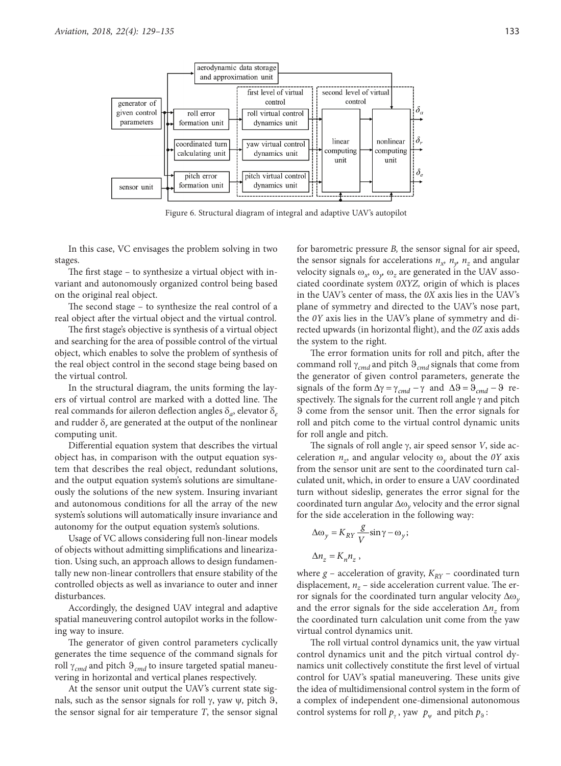Figure 6. Structural diagram of integral and adaptive UAV's autopilot

In this case, VC envisages the problem solving in two stages.

The first stage – to synthesize a virtual object with invariant and autonomously organized control being based on the original real object.

The second stage – to synthesize the real control of a real object after the virtual object and the virtual control.

The first stage's objective is synthesis of a virtual object and searching for the area of possible control of the virtual object, which enables to solve the problem of synthesis of the real object control in the second stage being based on the virtual control.

In the structural diagram, the units forming the layers of virtual control are marked with a dotted line. The real commands for aileron deflection angles $\delta_a$, elevator $\delta_e$ and rudder $\delta_r$ are generated at the output of the nonlinear computing unit.

Differential equation system that describes the virtual object has, in comparison with the output equation system that describes the real object, redundant solutions, and the output equation system's solutions are simultaneously the solutions of the new system. Insuring invariant and autonomous conditions for all the array of the new system's solutions will automatically insure invariance and autonomy for the output equation system's solutions.

Usage of VC allows considering full non-linear models of objects without admitting simplifications and linearization. Using such, an approach allows to design fundamentally new non-linear controllers that ensure stability of the controlled objects as well as invariance to outer and inner disturbances.

Accordingly, the designed UAV integral and adaptive spatial maneuvering control autopilot works in the following way to insure.

The generator of given control parameters cyclically generates the time sequence of the command signals for roll $\gamma_{cmd}$ and pitch $\vartheta_{cmd}$ to insure targeted spatial maneuvering in horizontal and vertical planes respectively.

At the sensor unit output the UAV's current state signals, such as the sensor signals for roll $\gamma$, yaw $\psi$, pitch $\vartheta$, the sensor signal for air temperature $T$, the sensor signal for barometric pressure $B$, the sensor signal for air speed, the sensor signals for accelerations $n_x$, $n_y$, $n_z$ and angular velocity signals $\omega_x$, $\omega_y$, $\omega_z$ are generated in the UAV associated coordinate system $0XYZ$, origin of which is places in the UAV's center of mass, the $0X$ axis lies in the UAV's plane of symmetry and directed to the UAV's nose part, the $0Y$ axis lies in the UAV's plane of symmetry and directed upwards (in horizontal flight), and the $0Z$ axis adds the system to the right.

The error formation units for roll and pitch, after the command roll $\gamma_{cmd}$ and pitch $\vartheta_{cmd}$ signals that come from the generator of given control parameters, generate the signals of the form $\Delta\gamma = \gamma_{cmd} - \gamma$ and $\Delta\vartheta = \vartheta_{cmd} - \vartheta$ respectively. The signals for the current roll angle $\gamma$ and pitch $\vartheta$ come from the sensor unit. Then the error signals for roll and pitch come to the virtual control dynamic units for roll angle and pitch.

The signals of roll angle $\gamma$, air speed sensor $V$, side acceleration $n_z$, and angular velocity $\omega_y$ about the $0Y$ axis from the sensor unit are sent to the coordinated turn calculated unit, which, in order to ensure a UAV coordinated turn without sideslip, generates the error signal for the coordinated turn angular $\Delta\omega_y$ velocity and the error signal for the side acceleration in the following way:

$$\Delta\omega_y = K_{RY} \frac{g}{V} \sin\gamma - \omega_y;$$

$$\Delta n_z = K_n n_z,$$

where $g$ – acceleration of gravity, $K_{RY}$ – coordinated turn displacement, $n_z$ – side acceleration current value. The error signals for the coordinated turn angular velocity $\Delta\omega_y$ and the error signals for the side acceleration $\Delta n_z$ from the coordinated turn calculation unit come from the yaw virtual control dynamics unit.

The roll virtual control dynamics unit, the yaw virtual control dynamics unit and the pitch virtual control dynamics unit collectively constitute the first level of virtual control for UAV's spatial maneuvering. These units give the idea of multidimensional control system in the form of a complex of independent one-dimensional autonomous control systems for roll $p_\gamma$, yaw $p_\psi$ and pitch $p_\vartheta$: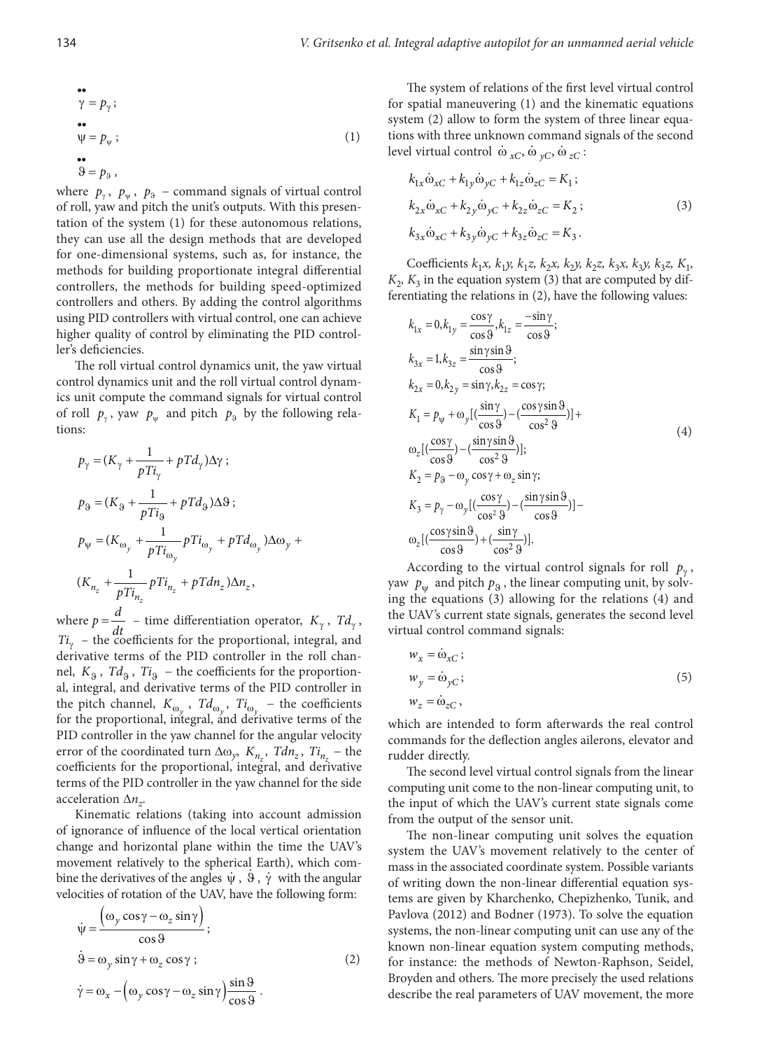$$
\begin{aligned}
\ddot{\gamma} &= p_\gamma ; \\
\ddot{\psi} &= p_\psi ; \\
\ddot{\vartheta} &= p_\vartheta ,
\end{aligned}
\tag{1}
$$

where $p_\gamma$, $p_\psi$, $p_\vartheta$ – command signals of virtual control of roll, yaw and pitch the unit's outputs. With this presentation of the system (1) for these autonomous relations, they can use all the design methods that are developed for one-dimensional systems, such as, for instance, the methods for building proportionate integral differential controllers, the methods for building speed-optimized controllers and others. By adding the control algorithms using PID controllers with virtual control, one can achieve higher quality of control by eliminating the PID controller's deficiencies.

The roll virtual control dynamics unit, the yaw virtual control dynamics unit and the roll virtual control dynamics unit compute the command signals for virtual control of roll $p_\gamma$, yaw $p_\psi$ and pitch $p_\vartheta$ by the following relations:

$$
\begin{aligned}
p_\gamma &= (K_\gamma + \frac{1}{pTi_\gamma} + pTd_\gamma)\Delta\gamma ; \\
p_\vartheta &= (K_\vartheta + \frac{1}{pTi_\vartheta} + pTd_\vartheta)\Delta\vartheta ; \\
p_\psi &= (K_{\omega_y} + \frac{1}{pTi_{\omega_y}} pTi_{\omega_y} + pTd_{\omega_y})\Delta\omega_y + \\
&(K_{n_z} + \frac{1}{pTi_{n_z}} pTi_{n_z} + pTdn_z)\Delta n_z ,
\end{aligned}
$$

where $p = \frac{d}{dt}$ – time differentiation operator, $K_\gamma$, $Td_\gamma$, $Ti_\gamma$ – the coefficients for the proportional, integral, and derivative terms of the PID controller in the roll channel, $K_\vartheta$, $Td_\vartheta$, $Ti_\vartheta$ – the coefficients for the proportional, integral, and derivative terms of the PID controller in the pitch channel, $K_{\omega_y}$, $Td_{\omega_y}$, $Ti_{\omega_y}$ – the coefficients for the proportional, integral, and derivative terms of the PID controller in the yaw channel for the angular velocity error of the coordinated turn $\Delta\omega_y$, $K_{n_z}$, $Tdn_z$, $Ti_{n_z}$ – the coefficients for the proportional, integral, and derivative terms of the PID controller in the yaw channel for the side acceleration $\Delta n_z$.

Kinematic relations (taking into account admission of ignorance of influence of the local vertical orientation change and horizontal plane within the time the UAV's movement relatively to the spherical Earth), which combine the derivatives of the angles $\dot{\psi}$, $\dot{\vartheta}$, $\dot{\gamma}$ with the angular velocities of rotation of the UAV, have the following form:

$$
\begin{aligned}
\dot{\psi} &= \frac{\left(\omega_y \cos\gamma - \omega_z \sin\gamma\right)}{\cos\vartheta} ; \\
\dot{\vartheta} &= \omega_y \sin\gamma + \omega_z \cos\gamma ; \\
\dot{\gamma} &= \omega_x - \left(\omega_y \cos\gamma - \omega_z \sin\gamma\right)\frac{\sin\vartheta}{\cos\vartheta} .
\end{aligned}
\tag{2}
$$

The system of relations of the first level virtual control for spatial maneuvering (1) and the kinematic equations system (2) allow to form the system of three linear equations with three unknown command signals of the second level virtual control $\dot{\omega}_{xC}, \dot{\omega}_{yC}, \dot{\omega}_{zC}$:

$$
\begin{aligned}
k_{1x}\dot{\omega}_{xC} + k_{1y}\dot{\omega}_{yC} + k_{1z}\dot{\omega}_{zC} &= K_1 ; \\
k_{2x}\dot{\omega}_{xC} + k_{2y}\dot{\omega}_{yC} + k_{2z}\dot{\omega}_{zC} &= K_2 ; \\
k_{3x}\dot{\omega}_{xC} + k_{3y}\dot{\omega}_{yC} + k_{3z}\dot{\omega}_{zC} &= K_3 .
\end{aligned}
\tag{3}
$$

Coefficients $k_1x$, $k_1y$, $k_1z$, $k_2x$, $k_2y$, $k_2z$, $k_3x$, $k_3y$, $k_3z$, $K_1$, $K_2$, $K_3$ in the equation system (3) that are computed by differentiating the relations in (2), have the following values:

$$
\begin{aligned}
& k_{1x} = 0, k_{1y} = \frac{\cos\gamma}{\cos\vartheta}, k_{1z} = \frac{-\sin\gamma}{\cos\vartheta}; \\
& k_{3x} = 1, k_{3z} = \frac{\sin\gamma\sin\vartheta}{\cos\vartheta}; \\
& k_{2x} = 0, k_{2y} = \sin\gamma, k_{2z} = \cos\gamma; \\
& K_1 = p_\psi + \omega_y[(\frac{\sin\gamma}{\cos\vartheta}) - (\frac{\cos\gamma\sin\vartheta}{\cos^2\vartheta})] + \\
& \omega_z[(\frac{\cos\gamma}{\cos\vartheta}) - (\frac{\sin\gamma\sin\vartheta}{\cos^2\vartheta})]; \\
& K_2 = p_\vartheta - \omega_y\cos\gamma + \omega_z\sin\gamma; \\
& K_3 = p_\gamma - \omega_y[(\frac{\cos\gamma}{\cos^2\vartheta}) - (\frac{\sin\gamma\sin\vartheta}{\cos\vartheta})] - \\
& \omega_z[(\frac{\cos\gamma\sin\vartheta}{\cos\vartheta}) + (\frac{\sin\gamma}{\cos^2\vartheta})].
\end{aligned}
\tag{4}
$$

According to the virtual control signals for roll $p_\gamma$, yaw $p_\psi$ and pitch $p_\vartheta$, the linear computing unit, by solving the equations (3) allowing for the relations (4) and the UAV's current state signals, generates the second level virtual control command signals:

$$
\begin{aligned}
w_x &= \dot{\omega}_{xC} ; \\
w_y &= \dot{\omega}_{yC} ; \\
w_z &= \dot{\omega}_{zC} ,
\end{aligned}
\tag{5}
$$

which are intended to form afterwards the real control commands for the deflection angles ailerons, elevator and rudder directly.

The second level virtual control signals from the linear computing unit come to the non-linear computing unit, to the input of which the UAV's current state signals come from the output of the sensor unit.

The non-linear computing unit solves the equation system the UAV's movement relatively to the center of mass in the associated coordinate system. Possible variants of writing down the non-linear differential equation systems are given by Kharchenko, Chepizhenko, Tunik, and Pavlova (2012) and Bodner (1973). To solve the equation systems, the non-linear computing unit can use any of the known non-linear equation system computing methods, for instance: the methods of Newton-Raphson, Seidel, Broyden and others. The more precisely the used relations describe the real parameters of UAV movement, the more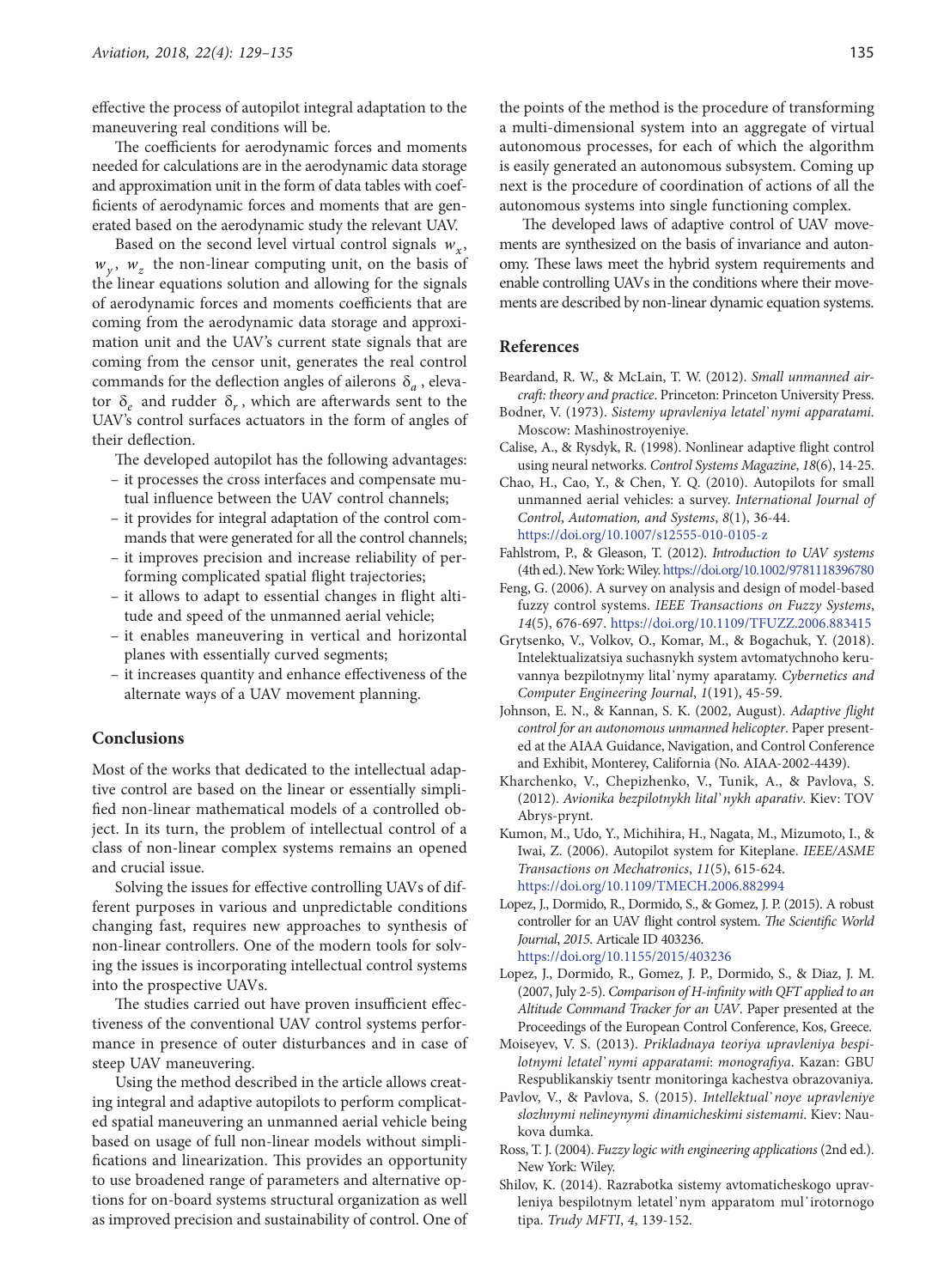effective the process of autopilot integral adaptation to the maneuvering real conditions will be.

The coefficients for aerodynamic forces and moments needed for calculations are in the aerodynamic data storage and approximation unit in the form of data tables with coefficients of aerodynamic forces and moments that are generated based on the aerodynamic study the relevant UAV.

Based on the second level virtual control signals $w_x$, $w_y$, $w_z$ the non-linear computing unit, on the basis of the linear equations solution and allowing for the signals of aerodynamic forces and moments coefficients that are coming from the aerodynamic data storage and approximation unit and the UAV's current state signals that are coming from the censor unit, generates the real control commands for the deflection angles of ailerons $\delta_a$, elevator $\delta_e$ and rudder $\delta_r$, which are afterwards sent to the UAV's control surfaces actuators in the form of angles of their deflection.

The developed autopilot has the following advantages:

- it processes the cross interfaces and compensate mutual influence between the UAV control channels;
- it provides for integral adaptation of the control commands that were generated for all the control channels;
- it improves precision and increase reliability of performing complicated spatial flight trajectories;
- it allows to adapt to essential changes in flight altitude and speed of the unmanned aerial vehicle;
- it enables maneuvering in vertical and horizontal planes with essentially curved segments;
- it increases quantity and enhance effectiveness of the alternate ways of a UAV movement planning.

## Conclusions

Most of the works that dedicated to the intellectual adaptive control are based on the linear or essentially simplified non-linear mathematical models of a controlled object. In its turn, the problem of intellectual control of a class of non-linear complex systems remains an opened and crucial issue.

Solving the issues for effective controlling UAVs of different purposes in various and unpredictable conditions changing fast, requires new approaches to synthesis of non-linear controllers. One of the modern tools for solving the issues is incorporating intellectual control systems into the prospective UAVs.

The studies carried out have proven insufficient effectiveness of the conventional UAV control systems performance in presence of outer disturbances and in case of steep UAV maneuvering.

Using the method described in the article allows creating integral and adaptive autopilots to perform complicated spatial maneuvering an unmanned aerial vehicle being based on usage of full non-linear models without simplifications and linearization. This provides an opportunity to use broadened range of parameters and alternative options for on-board systems structural organization as well as improved precision and sustainability of control. One of the points of the method is the procedure of transforming a multi-dimensional system into an aggregate of virtual autonomous processes, for each of which the algorithm is easily generated an autonomous subsystem. Coming up next is the procedure of coordination of actions of all the autonomous systems into single functioning complex.

The developed laws of adaptive control of UAV movements are synthesized on the basis of invariance and autonomy. These laws meet the hybrid system requirements and enable controlling UAVs in the conditions where their movements are described by non-linear dynamic equation systems.

## References

Beardand, R. W., & McLain, T. W. (2012). *Small unmanned aircraft: theory and practice*. Princeton: Princeton University Press.

Bodner, V. (1973). *Sistemy upravleniya letatel'nymi apparatami.* Moscow: Mashinostroyeniye.

Calise, A., & Rysdyk, R. (1998). Nonlinear adaptive flight control using neural networks. *Control Systems Magazine*, *18*(6), 14-25.

Chao, H., Cao, Y., & Chen, Y. Q. (2010). Autopilots for small unmanned aerial vehicles: a survey. *International Journal of Control*, *Automation, and Systems*, *8*(1), 36-44. https://doi.org/10.1007/s12555-010-0105-z

Fahlstrom, P., & Gleason, T. (2012). *Introduction to UAV systems* (4th ed.). New York: Wiley. https://doi.org/10.1002/9781118396780

Feng, G. (2006). A survey on analysis and design of model-based fuzzy control systems. *IEEE Transactions on Fuzzy Systems*, *14*(5), 676-697. https://doi.org/10.1109/TFUZZ.2006.883415

Grytsenko, V., Volkov, O., Komar, M., & Bogachuk, Y. (2018). Intelektualizatsiya suchasnykh system avtomatychnoho keruvannya bezpilotnymy lital'nymy aparatamy. *Cybernetics and Computer Engineering Journal*, *1*(191), 45-59.

Johnson, E. N., & Kannan, S. K. (2002, August). *Adaptive flight control for an autonomous unmanned helicopter*. Paper presented at the AIAA Guidance, Navigation, and Control Conference and Exhibit, Monterey, California (No. AIAA-2002-4439).

Kharchenko, V., Chepizhenko, V., Tunik, A., & Pavlova, S. (2012). *Avionika bezpilotnykh lital'nykh aparativ*. Kiev: TOV Abrys-prynt.

Kumon, M., Udo, Y., Michihira, H., Nagata, M., Mizumoto, I., & Iwai, Z. (2006). Autopilot system for Kiteplane. *IEEE/ASME Transactions on Mechatronics*, *11*(5), 615-624. https://doi.org/10.1109/TMECH.2006.882994

Lopez, J., Dormido, R., Dormido, S., & Gomez, J. P. (2015). A robust controller for an UAV flight control system. *The Scientific World Journal*, *2015*. Articale ID 403236. https://doi.org/10.1155/2015/403236

Lopez, J., Dormido, R., Gomez, J. P., Dormido, S., & Diaz, J. M. (2007, July 2-5). *Comparison of H-infinity with QFT applied to an Altitude Command Tracker for an UAV*. Paper presented at the Proceedings of the European Control Conference, Kos, Greece.

Moiseyev, V. S. (2013). *Prikladnaya teoriya upravleniya bespilotnymi letatel'nymi apparatami*: *monografiya*. Kazan: GBU Respublikanskiy tsentr monitoringa kachestva obrazovaniya.

Pavlov, V., & Pavlova, S. (2015). *Intellektual'noye upravleniye slozhnymi nelineynymi dinamicheskimi sistemami*. Kiev: Naukova dumka.

Ross, T. J. (2004). *Fuzzy logic with engineering applications* (2nd ed.). New York: Wiley.

Shilov, K. (2014). Razrabotka sistemy avtomaticheskogo upravleniya bespilotnym letatel'nym apparatom mul'irotornogo tipa. *Trudy MFTI*, *4*, 139-152.